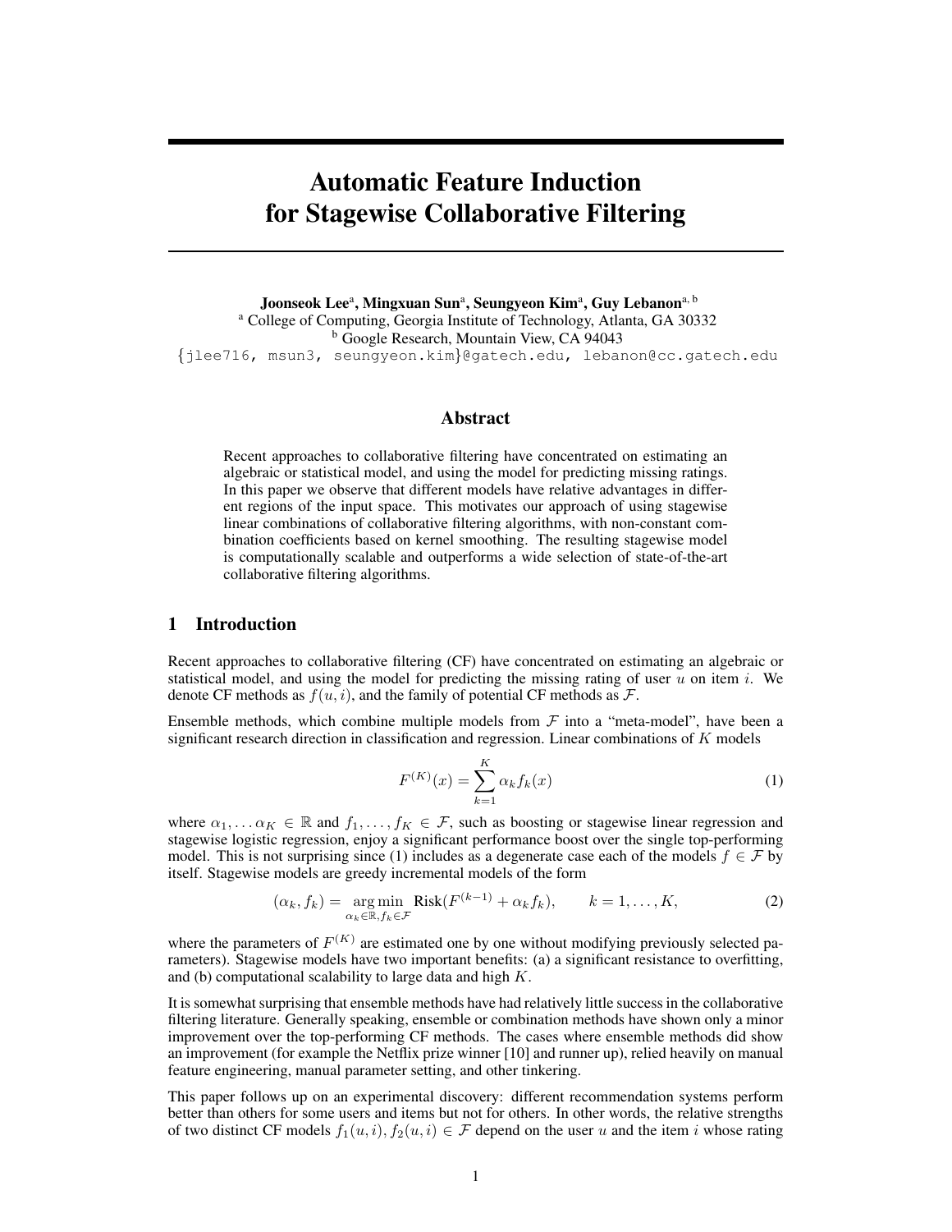# Automatic Feature Induction for Stagewise Collaborative Filtering

**Joonseok Lee**[a], **Mingxuan Sun**[a], **Seungyeon Kim**[a], **Guy Lebanon**[a, b]

[a] College of Computing, Georgia Institute of Technology, Atlanta, GA 30332

[b] Google Research, Mountain View, CA 94043

{jlee716, msun3, seungyeon.kim}@gatech.edu, lebanon@cc.gatech.edu

## Abstract

Recent approaches to collaborative filtering have concentrated on estimating an algebraic or statistical model, and using the model for predicting missing ratings. In this paper we observe that different models have relative advantages in different regions of the input space. This motivates our approach of using stagewise linear combinations of collaborative filtering algorithms, with non-constant combination coefficients based on kernel smoothing. The resulting stagewise model is computationally scalable and outperforms a wide selection of state-of-the-art collaborative filtering algorithms.

## 1 Introduction

Recent approaches to collaborative filtering (CF) have concentrated on estimating an algebraic or statistical model, and using the model for predicting the missing rating of user $u$ on item $i$. We denote CF methods as $f(u, i)$, and the family of potential CF methods as $\mathcal{F}$.

Ensemble methods, which combine multiple models from $\mathcal{F}$ into a "meta-model", have been a significant research direction in classification and regression. Linear combinations of $K$ models

$$F^{(K)}(x) = \sum_{k=1}^{K} \alpha_k f_k(x) \tag{1}$$

where $\alpha_1, \ldots \alpha_K \in \mathbb{R}$ and $f_1, \ldots, f_K \in \mathcal{F}$, such as boosting or stagewise linear regression and stagewise logistic regression, enjoy a significant performance boost over the single top-performing model. This is not surprising since (1) includes as a degenerate case each of the models $f \in \mathcal{F}$ by itself. Stagewise models are greedy incremental models of the form

$$(\alpha_k, f_k) = \underset{\alpha_k \in \mathbb{R}, f_k \in \mathcal{F}}{\arg\min} \ \text{Risk}(F^{(k-1)} + \alpha_k f_k), \qquad k = 1, \ldots, K, \tag{2}$$

where the parameters of $F^{(K)}$ are estimated one by one without modifying previously selected parameters). Stagewise models have two important benefits: (a) a significant resistance to overfitting, and (b) computational scalability to large data and high $K$.

It is somewhat surprising that ensemble methods have had relatively little success in the collaborative filtering literature. Generally speaking, ensemble or combination methods have shown only a minor improvement over the top-performing CF methods. The cases where ensemble methods did show an improvement (for example the Netflix prize winner [10] and runner up), relied heavily on manual feature engineering, manual parameter setting, and other tinkering.

This paper follows up on an experimental discovery: different recommendation systems perform better than others for some users and items but not for others. In other words, the relative strengths of two distinct CF models $f_1(u, i), f_2(u, i) \in \mathcal{F}$ depend on the user $u$ and the item $i$ whose rating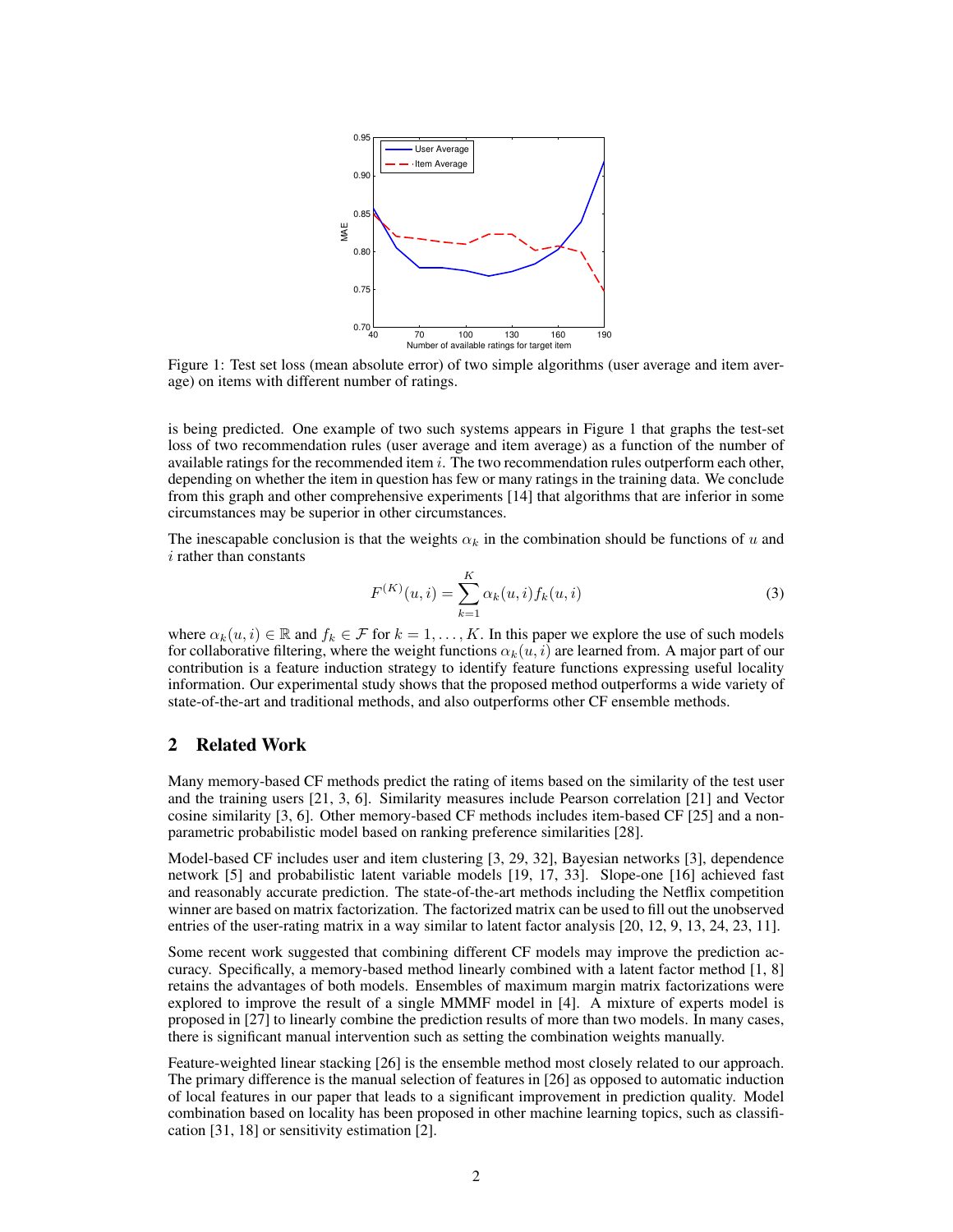Figure 1: Test set loss (mean absolute error) of two simple algorithms (user average and item average) on items with different number of ratings.

is being predicted. One example of two such systems appears in Figure 1 that graphs the test-set loss of two recommendation rules (user average and item average) as a function of the number of available ratings for the recommended item $i$. The two recommendation rules outperform each other, depending on whether the item in question has few or many ratings in the training data. We conclude from this graph and other comprehensive experiments [14] that algorithms that are inferior in some circumstances may be superior in other circumstances.

The inescapable conclusion is that the weights $\alpha_k$ in the combination should be functions of $u$ and $i$ rather than constants

$$F^{(K)}(u,i) = \sum_{k=1}^{K} \alpha_k(u,i) f_k(u,i) \tag{3}$$

where $\alpha_k(u,i) \in \mathbb{R}$ and $f_k \in \mathcal{F}$ for $k = 1, \ldots, K$. In this paper we explore the use of such models for collaborative filtering, where the weight functions $\alpha_k(u,i)$ are learned from. A major part of our contribution is a feature induction strategy to identify feature functions expressing useful locality information. Our experimental study shows that the proposed method outperforms a wide variety of state-of-the-art and traditional methods, and also outperforms other CF ensemble methods.

## 2 Related Work

Many memory-based CF methods predict the rating of items based on the similarity of the test user and the training users [21, 3, 6]. Similarity measures include Pearson correlation [21] and Vector cosine similarity [3, 6]. Other memory-based CF methods includes item-based CF [25] and a non-parametric probabilistic model based on ranking preference similarities [28].

Model-based CF includes user and item clustering [3, 29, 32], Bayesian networks [3], dependence network [5] and probabilistic latent variable models [19, 17, 33]. Slope-one [16] achieved fast and reasonably accurate prediction. The state-of-the-art methods including the Netflix competition winner are based on matrix factorization. The factorized matrix can be used to fill out the unobserved entries of the user-rating matrix in a way similar to latent factor analysis [20, 12, 9, 13, 24, 23, 11].

Some recent work suggested that combining different CF models may improve the prediction accuracy. Specifically, a memory-based method linearly combined with a latent factor method [1, 8] retains the advantages of both models. Ensembles of maximum margin matrix factorizations were explored to improve the result of a single MMMF model in [4]. A mixture of experts model is proposed in [27] to linearly combine the prediction results of more than two models. In many cases, there is significant manual intervention such as setting the combination weights manually.

Feature-weighted linear stacking [26] is the ensemble method most closely related to our approach. The primary difference is the manual selection of features in [26] as opposed to automatic induction of local features in our paper that leads to a significant improvement in prediction quality. Model combination based on locality has been proposed in other machine learning topics, such as classification [31, 18] or sensitivity estimation [2].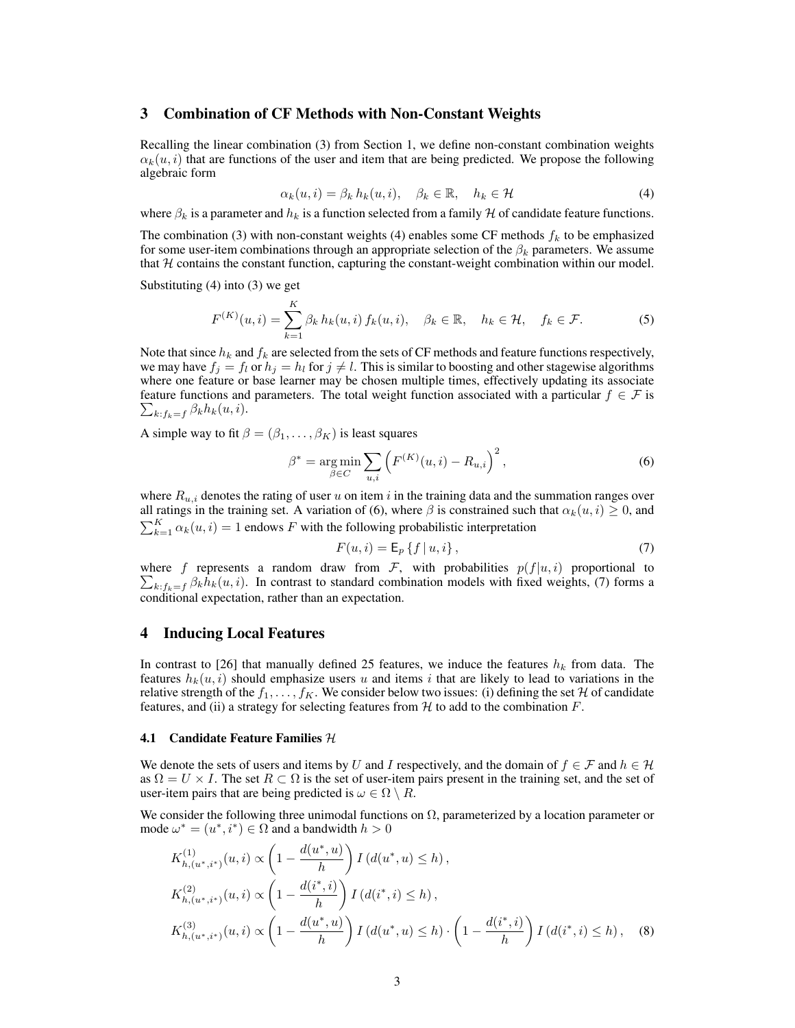## 3 Combination of CF Methods with Non-Constant Weights

Recalling the linear combination (3) from Section 1, we define non-constant combination weights $\alpha_k(u,i)$ that are functions of the user and item that are being predicted. We propose the following algebraic form

$$\alpha_k(u,i) = \beta_k \, h_k(u,i), \quad \beta_k \in \mathbb{R}, \quad h_k \in \mathcal{H} \tag{4}$$

where $\beta_k$ is a parameter and $h_k$ is a function selected from a family $\mathcal{H}$ of candidate feature functions.

The combination (3) with non-constant weights (4) enables some CF methods $f_k$ to be emphasized for some user-item combinations through an appropriate selection of the $\beta_k$ parameters. We assume that $\mathcal{H}$ contains the constant function, capturing the constant-weight combination within our model.

Substituting (4) into (3) we get

$$F^{(K)}(u,i) = \sum_{k=1}^{K} \beta_k \, h_k(u,i) \, f_k(u,i), \quad \beta_k \in \mathbb{R}, \quad h_k \in \mathcal{H}, \quad f_k \in \mathcal{F}. \tag{5}$$

Note that since $h_k$ and $f_k$ are selected from the sets of CF methods and feature functions respectively, we may have $f_j = f_l$ or $h_j = h_l$ for $j \neq l$. This is similar to boosting and other stagewise algorithms where one feature or base learner may be chosen multiple times, effectively updating its associate feature functions and parameters. The total weight function associated with a particular $f \in \mathcal{F}$ is $\sum_{k: f_k = f} \beta_k h_k(u,i)$.

A simple way to fit $\beta = (\beta_1, \ldots, \beta_K)$ is least squares

$$\beta^* = \underset{\beta \in C}{\arg\min} \sum_{u,i} \left( F^{(K)}(u,i) - R_{u,i} \right)^2, \tag{6}$$

where $R_{u,i}$ denotes the rating of user $u$ on item $i$ in the training data and the summation ranges over all ratings in the training set. A variation of (6), where $\beta$ is constrained such that $\alpha_k(u,i) \geq 0$, and $\sum_{k=1}^{K} \alpha_k(u,i) = 1$ endows $F$ with the following probabilistic interpretation

$$F(u,i) = \mathsf{E}_p \left\{ f \mid u, i \right\}, \tag{7}$$

where $f$ represents a random draw from $\mathcal{F}$, with probabilities $p(f|u,i)$ proportional to $\sum_{k: f_k = f} \beta_k h_k(u,i)$. In contrast to standard combination models with fixed weights, (7) forms a conditional expectation, rather than an expectation.

## 4 Inducing Local Features

In contrast to [26] that manually defined 25 features, we induce the features $h_k$ from data. The features $h_k(u,i)$ should emphasize users $u$ and items $i$ that are likely to lead to variations in the relative strength of the $f_1, \ldots, f_K$. We consider below two issues: (i) defining the set $\mathcal{H}$ of candidate features, and (ii) a strategy for selecting features from $\mathcal{H}$ to add to the combination $F$.

### 4.1 Candidate Feature Families $\mathcal{H}$

We denote the sets of users and items by $U$ and $I$ respectively, and the domain of $f \in \mathcal{F}$ and $h \in \mathcal{H}$ as $\Omega = U \times I$. The set $R \subset \Omega$ is the set of user-item pairs present in the training set, and the set of user-item pairs that are being predicted is $\omega \in \Omega \setminus R$.

We consider the following three unimodal functions on $\Omega$, parameterized by a location parameter or mode $\omega^* = (u^*, i^*) \in \Omega$ and a bandwidth $h > 0$

$$
\begin{aligned}
K^{(1)}_{h,(u^*,i^*)}(u,i) &\propto \left(1 - \frac{d(u^*,u)}{h}\right) I\left(d(u^*,u) \leq h\right), \\
K^{(2)}_{h,(u^*,i^*)}(u,i) &\propto \left(1 - \frac{d(i^*,i)}{h}\right) I\left(d(i^*,i) \leq h\right), \\
K^{(3)}_{h,(u^*,i^*)}(u,i) &\propto \left(1 - \frac{d(u^*,u)}{h}\right) I\left(d(u^*,u) \leq h\right) \cdot \left(1 - \frac{d(i^*,i)}{h}\right) I\left(d(i^*,i) \leq h\right),
\end{aligned} \tag{8}
$$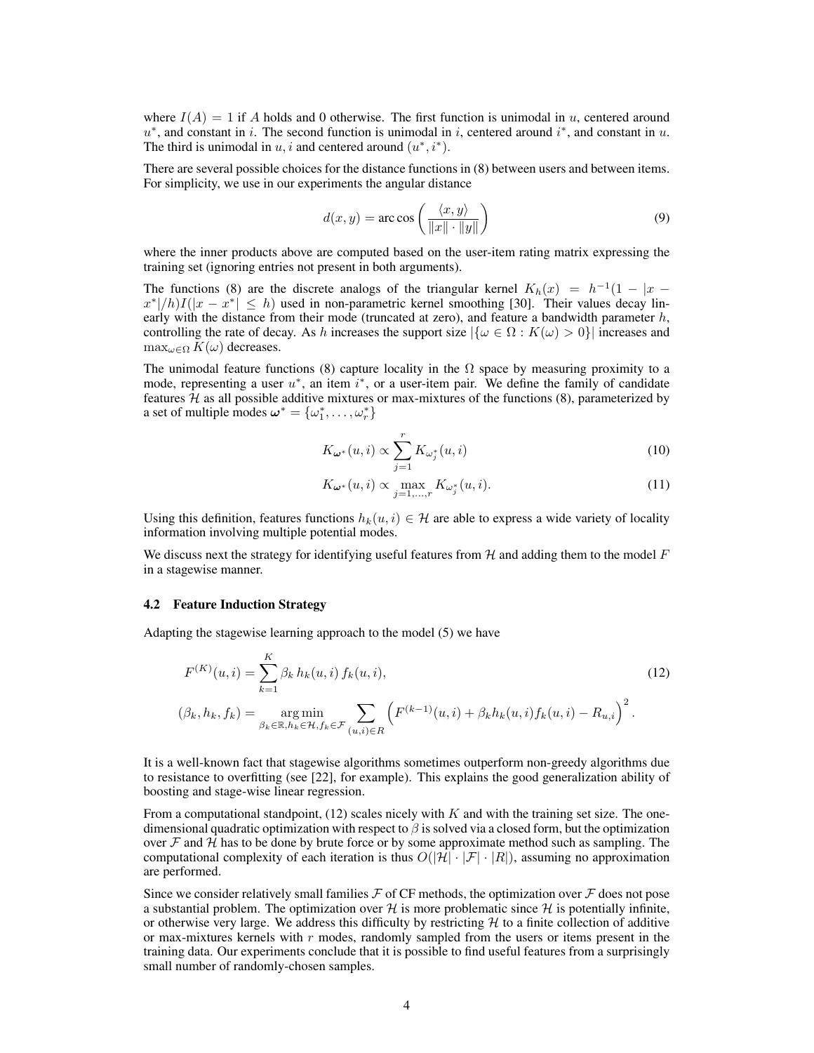where $I(A) = 1$ if $A$ holds and 0 otherwise. The first function is unimodal in $u$, centered around $u^*$, and constant in $i$. The second function is unimodal in $i$, centered around $i^*$, and constant in $u$. The third is unimodal in $u, i$ and centered around $(u^*, i^*)$.

There are several possible choices for the distance functions in (8) between users and between items. For simplicity, we use in our experiments the angular distance

$$d(x, y) = \arccos\left(\frac{\langle x, y\rangle}{\|x\| \cdot \|y\|}\right) \tag{9}$$

where the inner products above are computed based on the user-item rating matrix expressing the training set (ignoring entries not present in both arguments).

The functions (8) are the discrete analogs of the triangular kernel $K_h(x) = h^{-1}(1 - |x - x^*|/h)I(|x - x^*| \leq h)$ used in non-parametric kernel smoothing [30]. Their values decay linearly with the distance from their mode (truncated at zero), and feature a bandwidth parameter $h$, controlling the rate of decay. As $h$ increases the support size $|\{\omega \in \Omega : K(\omega) > 0\}|$ increases and $\max_{\omega\in\Omega} K(\omega)$ decreases.

The unimodal feature functions (8) capture locality in the $\Omega$ space by measuring proximity to a mode, representing a user $u^*$, an item $i^*$, or a user-item pair. We define the family of candidate features $\mathcal{H}$ as all possible additive mixtures or max-mixtures of the functions (8), parameterized by a set of multiple modes $\boldsymbol{\omega}^* = \{\omega_1^*, \ldots, \omega_r^*\}$

$$K_{\boldsymbol{\omega}^*}(u, i) \propto \sum_{j=1}^{r} K_{\omega_j^*}(u, i) \tag{10}$$

$$K_{\boldsymbol{\omega}^*}(u, i) \propto \max_{j=1,\ldots,r} K_{\omega_j^*}(u, i). \tag{11}$$

Using this definition, features functions $h_k(u, i) \in \mathcal{H}$ are able to express a wide variety of locality information involving multiple potential modes.

We discuss next the strategy for identifying useful features from $\mathcal{H}$ and adding them to the model $F$ in a stagewise manner.

### 4.2 Feature Induction Strategy

Adapting the stagewise learning approach to the model (5) we have

$$F^{(K)}(u, i) = \sum_{k=1}^{K} \beta_k \, h_k(u, i) \, f_k(u, i), \tag{12}$$

$$(\beta_k, h_k, f_k) = \operatorname*{arg\,min}_{\beta_k\in\mathbb{R}, h_k\in\mathcal{H}, f_k\in\mathcal{F}} \sum_{(u,i)\in R} \left(F^{(k-1)}(u, i) + \beta_k h_k(u, i) f_k(u, i) - R_{u,i}\right)^2.$$

It is a well-known fact that stagewise algorithms sometimes outperform non-greedy algorithms due to resistance to overfitting (see [22], for example). This explains the good generalization ability of boosting and stage-wise linear regression.

From a computational standpoint, (12) scales nicely with $K$ and with the training set size. The one-dimensional quadratic optimization with respect to $\beta$ is solved via a closed form, but the optimization over $\mathcal{F}$ and $\mathcal{H}$ has to be done by brute force or by some approximate method such as sampling. The computational complexity of each iteration is thus $O(|\mathcal{H}| \cdot |\mathcal{F}| \cdot |R|)$, assuming no approximation are performed.

Since we consider relatively small families $\mathcal{F}$ of CF methods, the optimization over $\mathcal{F}$ does not pose a substantial problem. The optimization over $\mathcal{H}$ is more problematic since $\mathcal{H}$ is potentially infinite, or otherwise very large. We address this difficulty by restricting $\mathcal{H}$ to a finite collection of additive or max-mixtures kernels with $r$ modes, randomly sampled from the users or items present in the training data. Our experiments conclude that it is possible to find useful features from a surprisingly small number of randomly-chosen samples.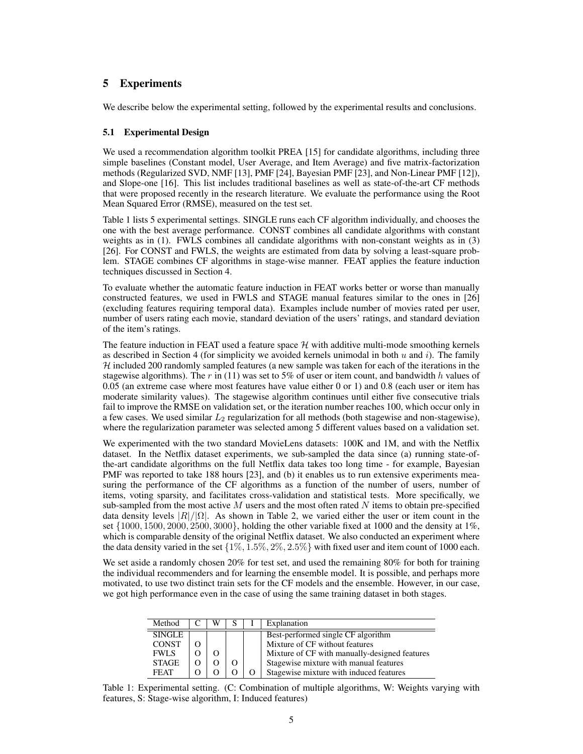## 5 Experiments

We describe below the experimental setting, followed by the experimental results and conclusions.

### 5.1 Experimental Design

We used a recommendation algorithm toolkit PREA [15] for candidate algorithms, including three simple baselines (Constant model, User Average, and Item Average) and five matrix-factorization methods (Regularized SVD, NMF [13], PMF [24], Bayesian PMF [23], and Non-Linear PMF [12]), and Slope-one [16]. This list includes traditional baselines as well as state-of-the-art CF methods that were proposed recently in the research literature. We evaluate the performance using the Root Mean Squared Error (RMSE), measured on the test set.

Table 1 lists 5 experimental settings. SINGLE runs each CF algorithm individually, and chooses the one with the best average performance. CONST combines all candidate algorithms with constant weights as in (1). FWLS combines all candidate algorithms with non-constant weights as in (3) [26]. For CONST and FWLS, the weights are estimated from data by solving a least-square problem. STAGE combines CF algorithms in stage-wise manner. FEAT applies the feature induction techniques discussed in Section 4.

To evaluate whether the automatic feature induction in FEAT works better or worse than manually constructed features, we used in FWLS and STAGE manual features similar to the ones in [26] (excluding features requiring temporal data). Examples include number of movies rated per user, number of users rating each movie, standard deviation of the users' ratings, and standard deviation of the item's ratings.

The feature induction in FEAT used a feature space $\mathcal{H}$ with additive multi-mode smoothing kernels as described in Section 4 (for simplicity we avoided kernels unimodal in both $u$ and $i$). The family $\mathcal{H}$ included 200 randomly sampled features (a new sample was taken for each of the iterations in the stagewise algorithms). The $r$ in (11) was set to 5% of user or item count, and bandwidth $h$ values of 0.05 (an extreme case where most features have value either 0 or 1) and 0.8 (each user or item has moderate similarity values). The stagewise algorithm continues until either five consecutive trials fail to improve the RMSE on validation set, or the iteration number reaches 100, which occur only in a few cases. We used similar $L_2$ regularization for all methods (both stagewise and non-stagewise), where the regularization parameter was selected among 5 different values based on a validation set.

We experimented with the two standard MovieLens datasets: 100K and 1M, and with the Netflix dataset. In the Netflix dataset experiments, we sub-sampled the data since (a) running state-of-the-art candidate algorithms on the full Netflix data takes too long time - for example, Bayesian PMF was reported to take 188 hours [23], and (b) it enables us to run extensive experiments measuring the performance of the CF algorithms as a function of the number of users, number of items, voting sparsity, and facilitates cross-validation and statistical tests. More specifically, we sub-sampled from the most active $M$ users and the most often rated $N$ items to obtain pre-specified data density levels $|R|/|\Omega|$. As shown in Table 2, we varied either the user or item count in the set $\{1000, 1500, 2000, 2500, 3000\}$, holding the other variable fixed at 1000 and the density at 1%, which is comparable density of the original Netflix dataset. We also conducted an experiment where the data density varied in the set $\{1\%, 1.5\%, 2\%, 2.5\%\}$ with fixed user and item count of 1000 each.

We set aside a randomly chosen 20% for test set, and used the remaining 80% for both for training the individual recommenders and for learning the ensemble model. It is possible, and perhaps more motivated, to use two distinct train sets for the CF models and the ensemble. However, in our case, we got high performance even in the case of using the same training dataset in both stages.

| Method | C | W | S | I | Explanation |
|---|---|---|---|---|---|
| SINGLE | | | | | Best-performed single CF algorithm |
| CONST | O | | | | Mixture of CF without features |
| FWLS | O | O | | | Mixture of CF with manually-designed features |
| STAGE | O | O | O | | Stagewise mixture with manual features |
| FEAT | O | O | O | O | Stagewise mixture with induced features |

Table 1: Experimental setting. (C: Combination of multiple algorithms, W: Weights varying with features, S: Stage-wise algorithm, I: Induced features)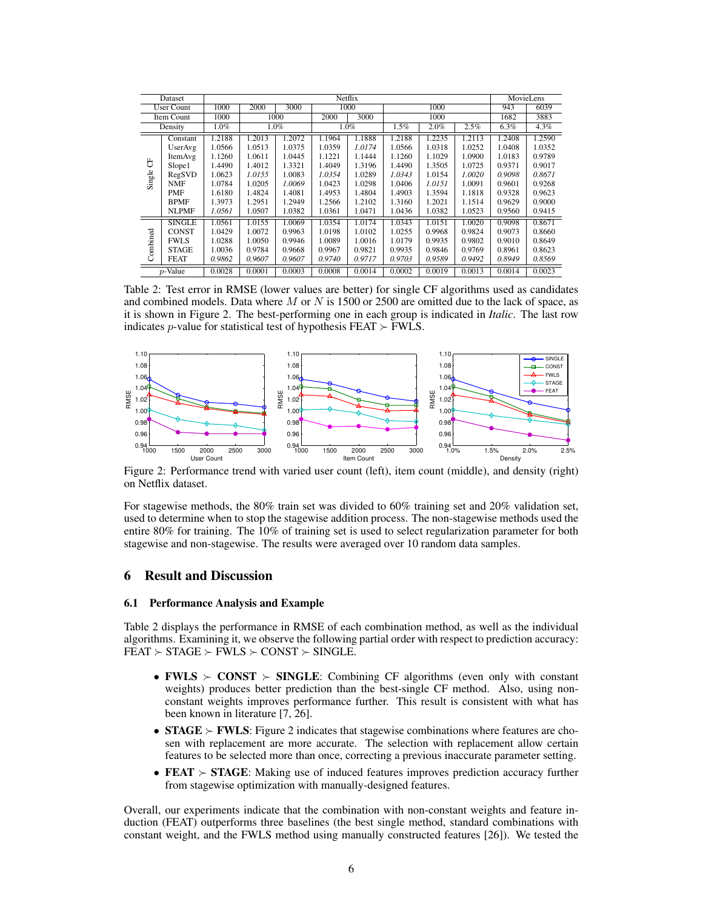| Dataset | | Netflix | | | | | | | | MovieLens | |
|---|---|---|---|---|---|---|---|---|---|---|---|
| User Count | | 1000 | 2000 | 3000 | 1000 | | 1000 | | | 943 | 6039 |
| Item Count | | 1000 | 1000 | | 2000 | 3000 | 1000 | | | 1682 | 3883 |
| Density | | 1.0% | 1.0% | | 1.0% | | 1.5% | 2.0% | 2.5% | 6.3% | 4.3% |
| Single CF | Constant | 1.2188 | 1.2013 | 1.2072 | 1.1964 | 1.1888 | 1.2188 | 1.2235 | 1.2113 | 1.2408 | 1.2590 |
| | UserAvg | 1.0566 | 1.0513 | 1.0375 | 1.0359 | *1.0174* | 1.0566 | 1.0318 | 1.0252 | 1.0408 | 1.0352 |
| | ItemAvg | 1.1260 | 1.0611 | 1.0445 | 1.1221 | 1.1444 | 1.1260 | 1.1029 | 1.0900 | 1.0183 | 0.9789 |
| | Slope1 | 1.4490 | 1.4012 | 1.3321 | 1.4049 | 1.3196 | 1.4490 | 1.3505 | 1.0725 | 0.9371 | 0.9017 |
| | RegSVD | 1.0623 | *1.0155* | 1.0083 | *1.0354* | 1.0289 | *1.0343* | 1.0154 | *1.0020* | *0.9098* | *0.8671* |
| | NMF | 1.0784 | 1.0205 | *1.0069* | 1.0423 | 1.0298 | 1.0406 | *1.0151* | 1.0091 | 0.9601 | 0.9268 |
| | PMF | 1.6180 | 1.4824 | 1.4081 | 1.4953 | 1.4804 | 1.4903 | 1.3594 | 1.1818 | 0.9328 | 0.9623 |
| | BPMF | 1.3973 | 1.2951 | 1.2949 | 1.2566 | 1.2102 | 1.3160 | 1.2021 | 1.1514 | 0.9629 | 0.9000 |
| | NLPMF | *1.0561* | 1.0507 | 1.0382 | 1.0361 | 1.0471 | 1.0436 | 1.0382 | 1.0523 | 0.9560 | 0.9415 |
| Combined | SINGLE | 1.0561 | 1.0155 | 1.0069 | 1.0354 | 1.0174 | 1.0343 | 1.0151 | 1.0020 | 0.9098 | 0.8671 |
| | CONST | 1.0429 | 1.0072 | 0.9963 | 1.0198 | 1.0102 | 1.0255 | 0.9968 | 0.9824 | 0.9073 | 0.8660 |
| | FWLS | 1.0288 | 1.0050 | 0.9946 | 1.0089 | 1.0016 | 1.0179 | 0.9935 | 0.9802 | 0.9010 | 0.8649 |
| | STAGE | 1.0036 | 0.9784 | 0.9668 | 0.9967 | 0.9821 | 0.9935 | 0.9846 | 0.9769 | 0.8961 | 0.8623 |
| | FEAT | *0.9862* | *0.9607* | *0.9607* | *0.9740* | *0.9717* | *0.9703* | *0.9589* | *0.9492* | *0.8949* | *0.8569* |
| $p$-Value | | 0.0028 | 0.0001 | 0.0003 | 0.0008 | 0.0014 | 0.0002 | 0.0019 | 0.0013 | 0.0014 | 0.0023 |

Table 2: Test error in RMSE (lower values are better) for single CF algorithms used as candidates and combined models. Data where $M$ or $N$ is 1500 or 2500 are omitted due to the lack of space, as it is shown in Figure 2. The best-performing one in each group is indicated in *Italic*. The last row indicates $p$-value for statistical test of hypothesis FEAT $\succ$ FWLS.

Figure 2: Performance trend with varied user count (left), item count (middle), and density (right) on Netflix dataset.

For stagewise methods, the 80% train set was divided to 60% training set and 20% validation set, used to determine when to stop the stagewise addition process. The non-stagewise methods used the entire 80% for training. The 10% of training set is used to select regularization parameter for both stagewise and non-stagewise. The results were averaged over 10 random data samples.

## 6 Result and Discussion

### 6.1 Performance Analysis and Example

Table 2 displays the performance in RMSE of each combination method, as well as the individual algorithms. Examining it, we observe the following partial order with respect to prediction accuracy: FEAT $\succ$ STAGE $\succ$ FWLS $\succ$ CONST $\succ$ SINGLE.

- **FWLS $\succ$ CONST $\succ$ SINGLE**: Combining CF algorithms (even only with constant weights) produces better prediction than the best-single CF method. Also, using non-constant weights improves performance further. This result is consistent with what has been known in literature [7, 26].
- **STAGE $\succ$ FWLS**: Figure 2 indicates that stagewise combinations where features are chosen with replacement are more accurate. The selection with replacement allow certain features to be selected more than once, correcting a previous inaccurate parameter setting.
- **FEAT $\succ$ STAGE**: Making use of induced features improves prediction accuracy further from stagewise optimization with manually-designed features.

Overall, our experiments indicate that the combination with non-constant weights and feature induction (FEAT) outperforms three baselines (the best single method, standard combinations with constant weight, and the FWLS method using manually constructed features [26]). We tested the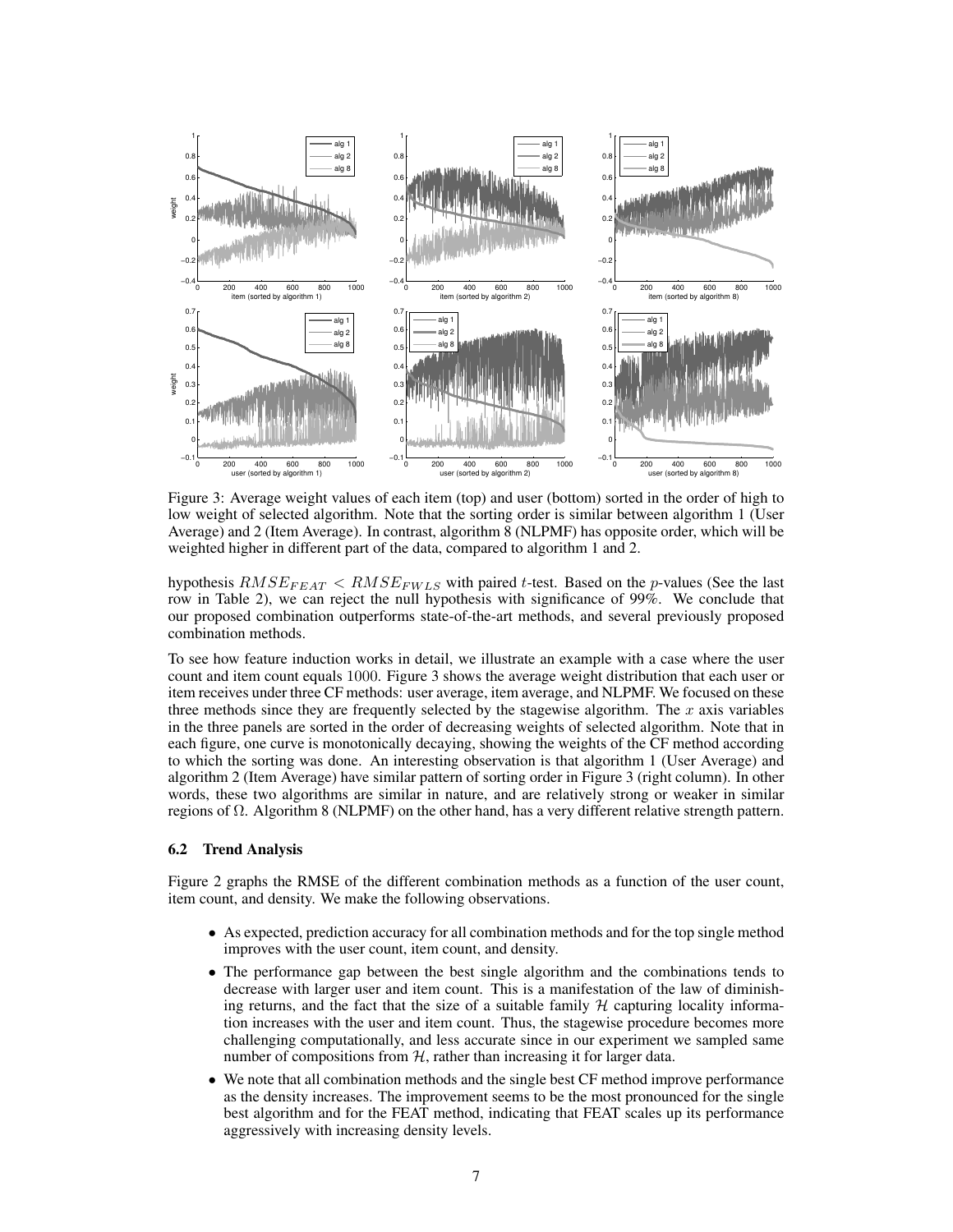Figure 3: Average weight values of each item (top) and user (bottom) sorted in the order of high to low weight of selected algorithm. Note that the sorting order is similar between algorithm 1 (User Average) and 2 (Item Average). In contrast, algorithm 8 (NLPMF) has opposite order, which will be weighted higher in different part of the data, compared to algorithm 1 and 2.

hypothesis $RMSE_{FEAT} < RMSE_{FWLS}$ with paired $t$-test. Based on the $p$-values (See the last row in Table 2), we can reject the null hypothesis with significance of 99%. We conclude that our proposed combination outperforms state-of-the-art methods, and several previously proposed combination methods.

To see how feature induction works in detail, we illustrate an example with a case where the user count and item count equals 1000. Figure 3 shows the average weight distribution that each user or item receives under three CF methods: user average, item average, and NLPMF. We focused on these three methods since they are frequently selected by the stagewise algorithm. The $x$ axis variables in the three panels are sorted in the order of decreasing weights of selected algorithm. Note that in each figure, one curve is monotonically decaying, showing the weights of the CF method according to which the sorting was done. An interesting observation is that algorithm 1 (User Average) and algorithm 2 (Item Average) have similar pattern of sorting order in Figure 3 (right column). In other words, these two algorithms are similar in nature, and are relatively strong or weaker in similar regions of $\Omega$. Algorithm 8 (NLPMF) on the other hand, has a very different relative strength pattern.

### 6.2 Trend Analysis

Figure 2 graphs the RMSE of the different combination methods as a function of the user count, item count, and density. We make the following observations.

- As expected, prediction accuracy for all combination methods and for the top single method improves with the user count, item count, and density.
- The performance gap between the best single algorithm and the combinations tends to decrease with larger user and item count. This is a manifestation of the law of diminishing returns, and the fact that the size of a suitable family $\mathcal{H}$ capturing locality information increases with the user and item count. Thus, the stagewise procedure becomes more challenging computationally, and less accurate since in our experiment we sampled same number of compositions from $\mathcal{H}$, rather than increasing it for larger data.
- We note that all combination methods and the single best CF method improve performance as the density increases. The improvement seems to be the most pronounced for the single best algorithm and for the FEAT method, indicating that FEAT scales up its performance aggressively with increasing density levels.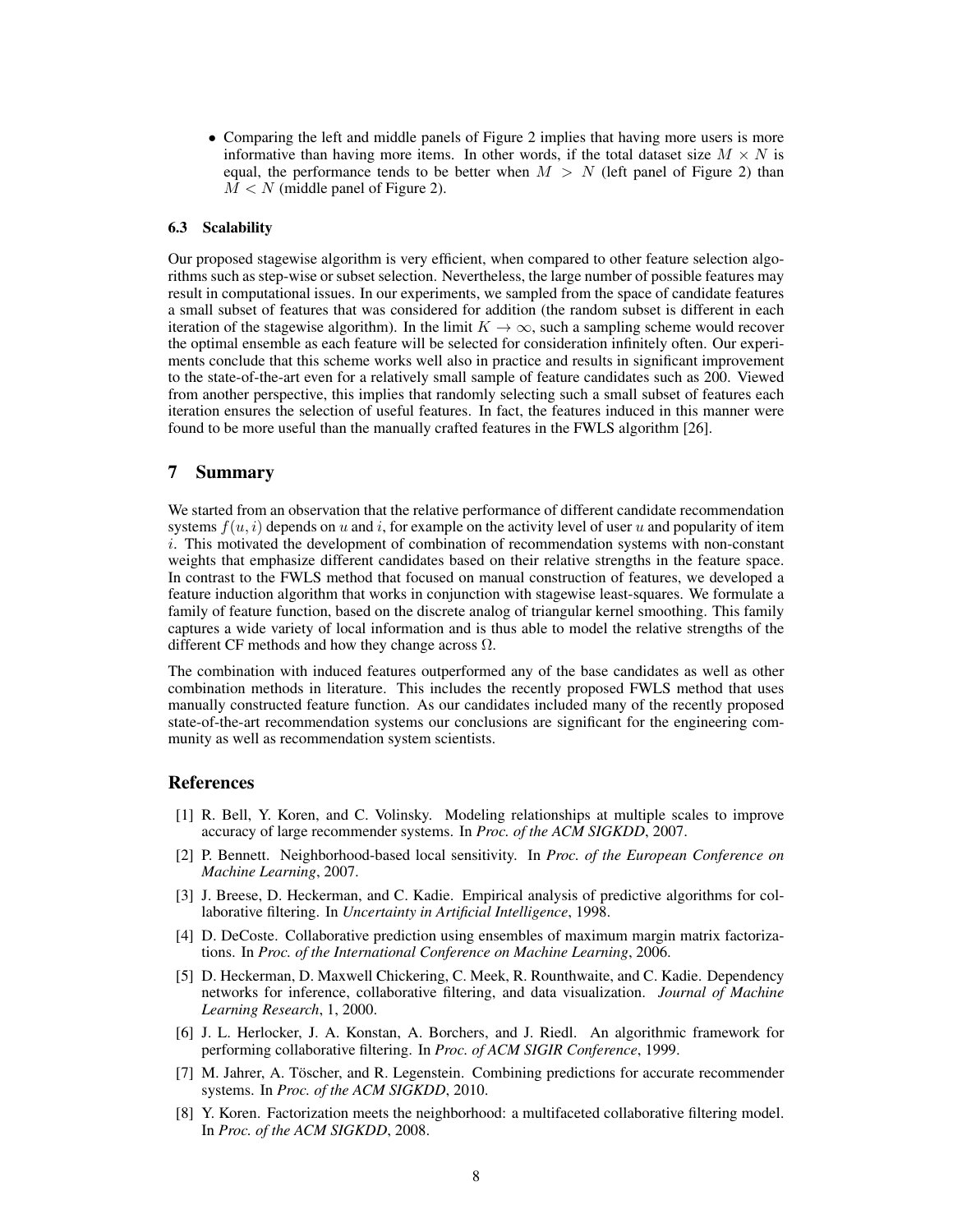- Comparing the left and middle panels of Figure 2 implies that having more users is more informative than having more items. In other words, if the total dataset size $M \times N$ is equal, the performance tends to be better when $M > N$ (left panel of Figure 2) than $M < N$ (middle panel of Figure 2).

### 6.3 Scalability

Our proposed stagewise algorithm is very efficient, when compared to other feature selection algorithms such as step-wise or subset selection. Nevertheless, the large number of possible features may result in computational issues. In our experiments, we sampled from the space of candidate features a small subset of features that was considered for addition (the random subset is different in each iteration of the stagewise algorithm). In the limit $K \to \infty$, such a sampling scheme would recover the optimal ensemble as each feature will be selected for consideration infinitely often. Our experiments conclude that this scheme works well also in practice and results in significant improvement to the state-of-the-art even for a relatively small sample of feature candidates such as 200. Viewed from another perspective, this implies that randomly selecting such a small subset of features each iteration ensures the selection of useful features. In fact, the features induced in this manner were found to be more useful than the manually crafted features in the FWLS algorithm [26].

## 7 Summary

We started from an observation that the relative performance of different candidate recommendation systems $f(u, i)$ depends on $u$ and $i$, for example on the activity level of user $u$ and popularity of item $i$. This motivated the development of combination of recommendation systems with non-constant weights that emphasize different candidates based on their relative strengths in the feature space. In contrast to the FWLS method that focused on manual construction of features, we developed a feature induction algorithm that works in conjunction with stagewise least-squares. We formulate a family of feature function, based on the discrete analog of triangular kernel smoothing. This family captures a wide variety of local information and is thus able to model the relative strengths of the different CF methods and how they change across $\Omega$.

The combination with induced features outperformed any of the base candidates as well as other combination methods in literature. This includes the recently proposed FWLS method that uses manually constructed feature function. As our candidates included many of the recently proposed state-of-the-art recommendation systems our conclusions are significant for the engineering community as well as recommendation system scientists.

## References

[1] R. Bell, Y. Koren, and C. Volinsky. Modeling relationships at multiple scales to improve accuracy of large recommender systems. In *Proc. of the ACM SIGKDD*, 2007.

[2] P. Bennett. Neighborhood-based local sensitivity. In *Proc. of the European Conference on Machine Learning*, 2007.

[3] J. Breese, D. Heckerman, and C. Kadie. Empirical analysis of predictive algorithms for collaborative filtering. In *Uncertainty in Artificial Intelligence*, 1998.

[4] D. DeCoste. Collaborative prediction using ensembles of maximum margin matrix factorizations. In *Proc. of the International Conference on Machine Learning*, 2006.

[5] D. Heckerman, D. Maxwell Chickering, C. Meek, R. Rounthwaite, and C. Kadie. Dependency networks for inference, collaborative filtering, and data visualization. *Journal of Machine Learning Research*, 1, 2000.

[6] J. L. Herlocker, J. A. Konstan, A. Borchers, and J. Riedl. An algorithmic framework for performing collaborative filtering. In *Proc. of ACM SIGIR Conference*, 1999.

[7] M. Jahrer, A. Töscher, and R. Legenstein. Combining predictions for accurate recommender systems. In *Proc. of the ACM SIGKDD*, 2010.

[8] Y. Koren. Factorization meets the neighborhood: a multifaceted collaborative filtering model. In *Proc. of the ACM SIGKDD*, 2008.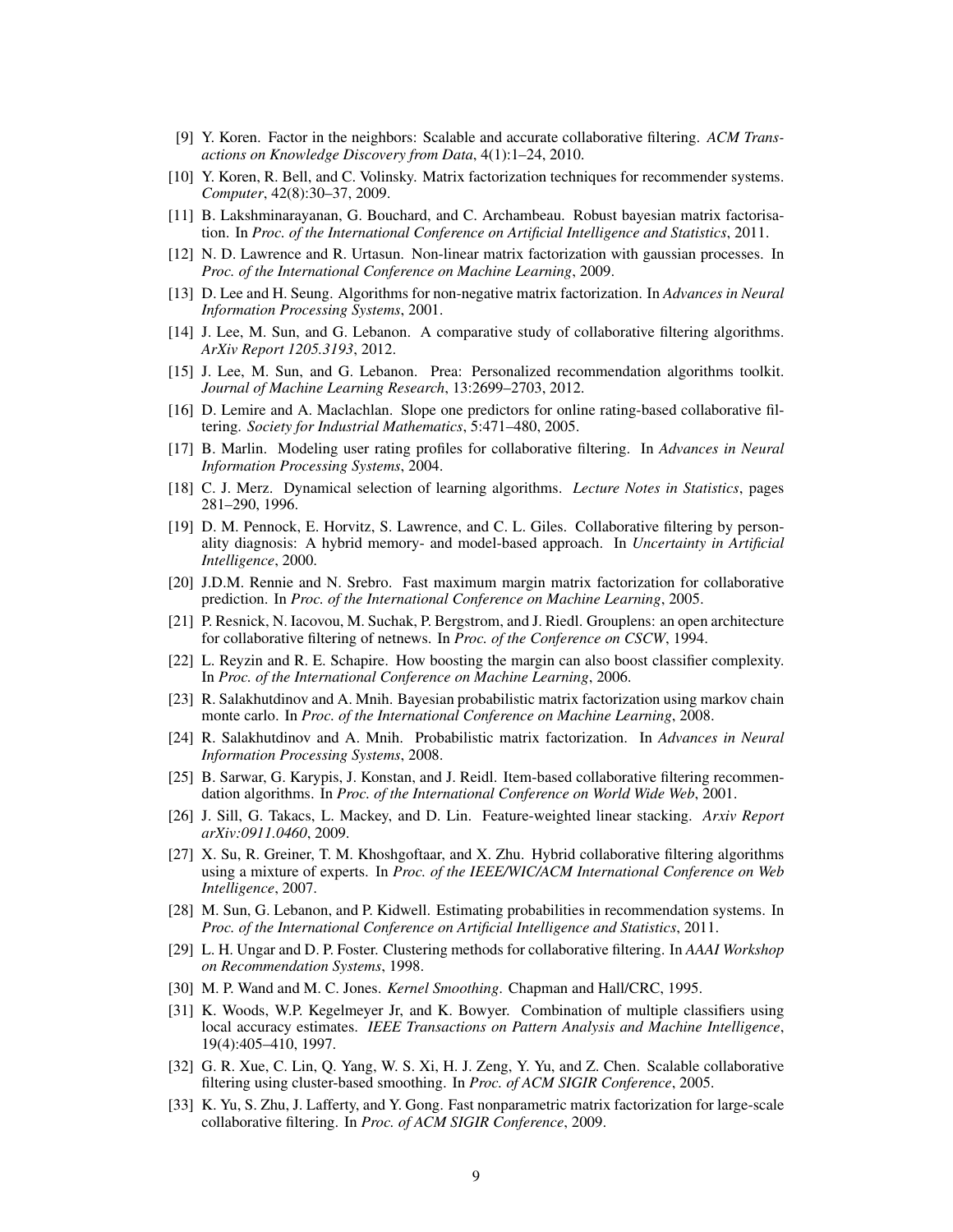[9] Y. Koren. Factor in the neighbors: Scalable and accurate collaborative filtering. *ACM Transactions on Knowledge Discovery from Data*, 4(1):1–24, 2010.

[10] Y. Koren, R. Bell, and C. Volinsky. Matrix factorization techniques for recommender systems. *Computer*, 42(8):30–37, 2009.

[11] B. Lakshminarayanan, G. Bouchard, and C. Archambeau. Robust bayesian matrix factorisation. In *Proc. of the International Conference on Artificial Intelligence and Statistics*, 2011.

[12] N. D. Lawrence and R. Urtasun. Non-linear matrix factorization with gaussian processes. In *Proc. of the International Conference on Machine Learning*, 2009.

[13] D. Lee and H. Seung. Algorithms for non-negative matrix factorization. In *Advances in Neural Information Processing Systems*, 2001.

[14] J. Lee, M. Sun, and G. Lebanon. A comparative study of collaborative filtering algorithms. *ArXiv Report 1205.3193*, 2012.

[15] J. Lee, M. Sun, and G. Lebanon. Prea: Personalized recommendation algorithms toolkit. *Journal of Machine Learning Research*, 13:2699–2703, 2012.

[16] D. Lemire and A. Maclachlan. Slope one predictors for online rating-based collaborative filtering. *Society for Industrial Mathematics*, 5:471–480, 2005.

[17] B. Marlin. Modeling user rating profiles for collaborative filtering. In *Advances in Neural Information Processing Systems*, 2004.

[18] C. J. Merz. Dynamical selection of learning algorithms. *Lecture Notes in Statistics*, pages 281–290, 1996.

[19] D. M. Pennock, E. Horvitz, S. Lawrence, and C. L. Giles. Collaborative filtering by personality diagnosis: A hybrid memory- and model-based approach. In *Uncertainty in Artificial Intelligence*, 2000.

[20] J.D.M. Rennie and N. Srebro. Fast maximum margin matrix factorization for collaborative prediction. In *Proc. of the International Conference on Machine Learning*, 2005.

[21] P. Resnick, N. Iacovou, M. Suchak, P. Bergstrom, and J. Riedl. Grouplens: an open architecture for collaborative filtering of netnews. In *Proc. of the Conference on CSCW*, 1994.

[22] L. Reyzin and R. E. Schapire. How boosting the margin can also boost classifier complexity. In *Proc. of the International Conference on Machine Learning*, 2006.

[23] R. Salakhutdinov and A. Mnih. Bayesian probabilistic matrix factorization using markov chain monte carlo. In *Proc. of the International Conference on Machine Learning*, 2008.

[24] R. Salakhutdinov and A. Mnih. Probabilistic matrix factorization. In *Advances in Neural Information Processing Systems*, 2008.

[25] B. Sarwar, G. Karypis, J. Konstan, and J. Reidl. Item-based collaborative filtering recommendation algorithms. In *Proc. of the International Conference on World Wide Web*, 2001.

[26] J. Sill, G. Takacs, L. Mackey, and D. Lin. Feature-weighted linear stacking. *Arxiv Report arXiv:0911.0460*, 2009.

[27] X. Su, R. Greiner, T. M. Khoshgoftaar, and X. Zhu. Hybrid collaborative filtering algorithms using a mixture of experts. In *Proc. of the IEEE/WIC/ACM International Conference on Web Intelligence*, 2007.

[28] M. Sun, G. Lebanon, and P. Kidwell. Estimating probabilities in recommendation systems. In *Proc. of the International Conference on Artificial Intelligence and Statistics*, 2011.

[29] L. H. Ungar and D. P. Foster. Clustering methods for collaborative filtering. In *AAAI Workshop on Recommendation Systems*, 1998.

[30] M. P. Wand and M. C. Jones. *Kernel Smoothing*. Chapman and Hall/CRC, 1995.

[31] K. Woods, W.P. Kegelmeyer Jr, and K. Bowyer. Combination of multiple classifiers using local accuracy estimates. *IEEE Transactions on Pattern Analysis and Machine Intelligence*, 19(4):405–410, 1997.

[32] G. R. Xue, C. Lin, Q. Yang, W. S. Xi, H. J. Zeng, Y. Yu, and Z. Chen. Scalable collaborative filtering using cluster-based smoothing. In *Proc. of ACM SIGIR Conference*, 2005.

[33] K. Yu, S. Zhu, J. Lafferty, and Y. Gong. Fast nonparametric matrix factorization for large-scale collaborative filtering. In *Proc. of ACM SIGIR Conference*, 2009.